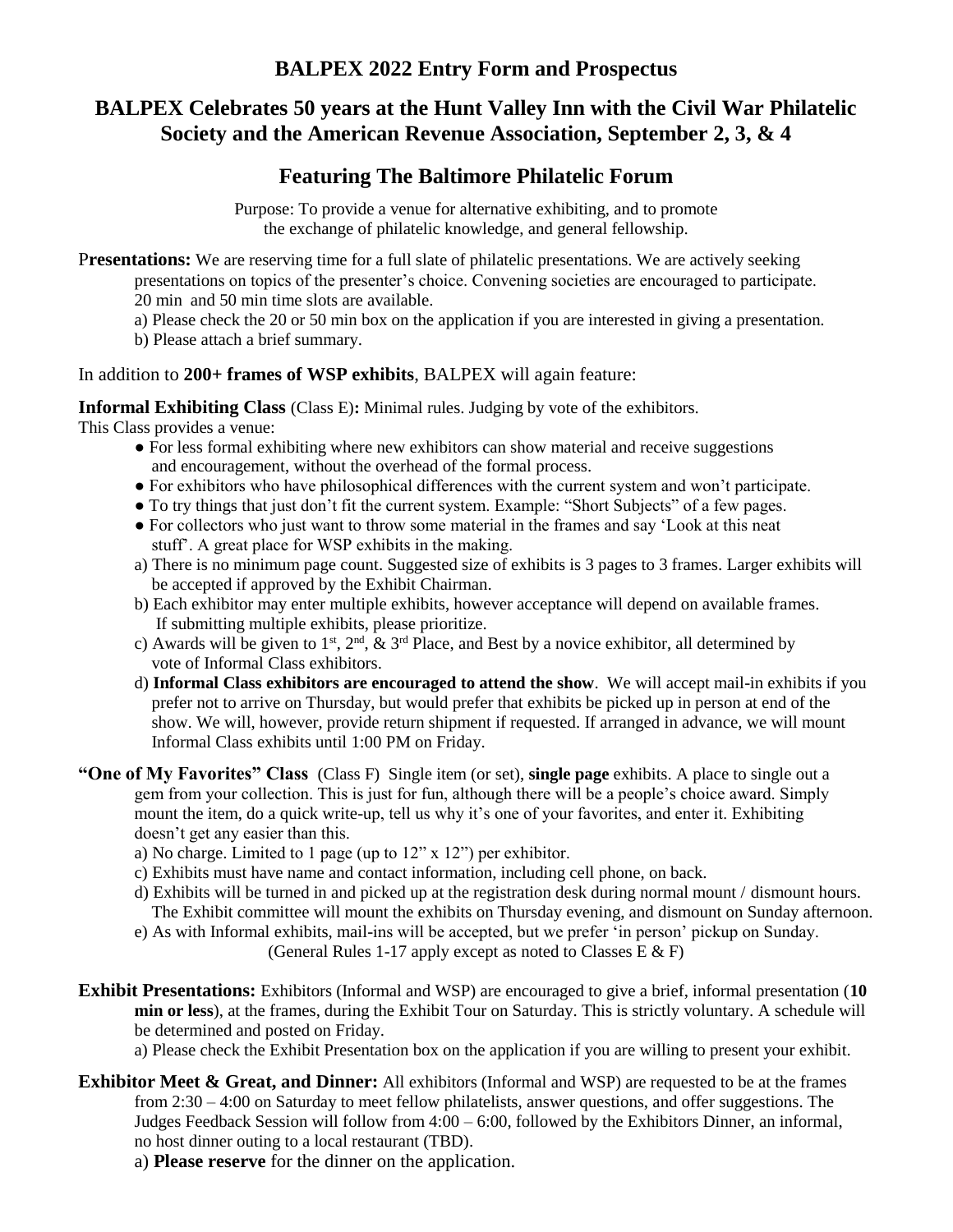# BALPEX 2022 Entry Form and Prospectus

## BALPEX Celebrates 50 years at the Hunt Valley Inn with the Civil War Philatelic Society and the American Revenue Association, September 2, 3, & 4

## Featuring The Baltimore Philatelic Forum

Purpose: To provide a venue for alternative exhibiting, and to promote the exchange of philatelic knowledge, and general fellowship.

**Presentations:** We are reserving time for a full slate of philatelic presentations. We are actively seeking presentations on topics of the presenter's choice. Convening societies are encouraged to participate. 20 min and 50 min time slots are available.

a) Please check the 20 or 50 min box on the application if you are interested in giving a presentation.
b) Please attach a brief summary.

In addition to **200+ frames of WSP exhibits**, BALPEX will again feature:

**Informal Exhibiting Class** (Class E)**:** Minimal rules. Judging by vote of the exhibitors.
This Class provides a venue:

- For less formal exhibiting where new exhibitors can show material and receive suggestions and encouragement, without the overhead of the formal process.
- For exhibitors who have philosophical differences with the current system and won't participate.
- To try things that just don't fit the current system. Example: "Short Subjects" of a few pages.
- For collectors who just want to throw some material in the frames and say 'Look at this neat stuff'. A great place for WSP exhibits in the making.

a) There is no minimum page count. Suggested size of exhibits is 3 pages to 3 frames. Larger exhibits will be accepted if approved by the Exhibit Chairman.
b) Each exhibitor may enter multiple exhibits, however acceptance will depend on available frames. If submitting multiple exhibits, please prioritize.
c) Awards will be given to 1st, 2nd, & 3rd Place, and Best by a novice exhibitor, all determined by vote of Informal Class exhibitors.
d) **Informal Class exhibitors are encouraged to attend the show**. We will accept mail-in exhibits if you prefer not to arrive on Thursday, but would prefer that exhibits be picked up in person at end of the show. We will, however, provide return shipment if requested. If arranged in advance, we will mount Informal Class exhibits until 1:00 PM on Friday.

**"One of My Favorites" Class** (Class F) Single item (or set), **single page** exhibits. A place to single out a gem from your collection. This is just for fun, although there will be a people's choice award. Simply mount the item, do a quick write-up, tell us why it's one of your favorites, and enter it. Exhibiting doesn't get any easier than this.

a) No charge. Limited to 1 page (up to 12" x 12") per exhibitor.
c) Exhibits must have name and contact information, including cell phone, on back.
d) Exhibits will be turned in and picked up at the registration desk during normal mount / dismount hours. The Exhibit committee will mount the exhibits on Thursday evening, and dismount on Sunday afternoon.
e) As with Informal exhibits, mail-ins will be accepted, but we prefer 'in person' pickup on Sunday.

(General Rules 1-17 apply except as noted to Classes E & F)

**Exhibit Presentations:** Exhibitors (Informal and WSP) are encouraged to give a brief, informal presentation (**10 min or less**), at the frames, during the Exhibit Tour on Saturday. This is strictly voluntary. A schedule will be determined and posted on Friday.

a) Please check the Exhibit Presentation box on the application if you are willing to present your exhibit.

**Exhibitor Meet & Great, and Dinner:** All exhibitors (Informal and WSP) are requested to be at the frames from 2:30 – 4:00 on Saturday to meet fellow philatelists, answer questions, and offer suggestions. The Judges Feedback Session will follow from 4:00 – 6:00, followed by the Exhibitors Dinner, an informal, no host dinner outing to a local restaurant (TBD).

a) **Please reserve** for the dinner on the application.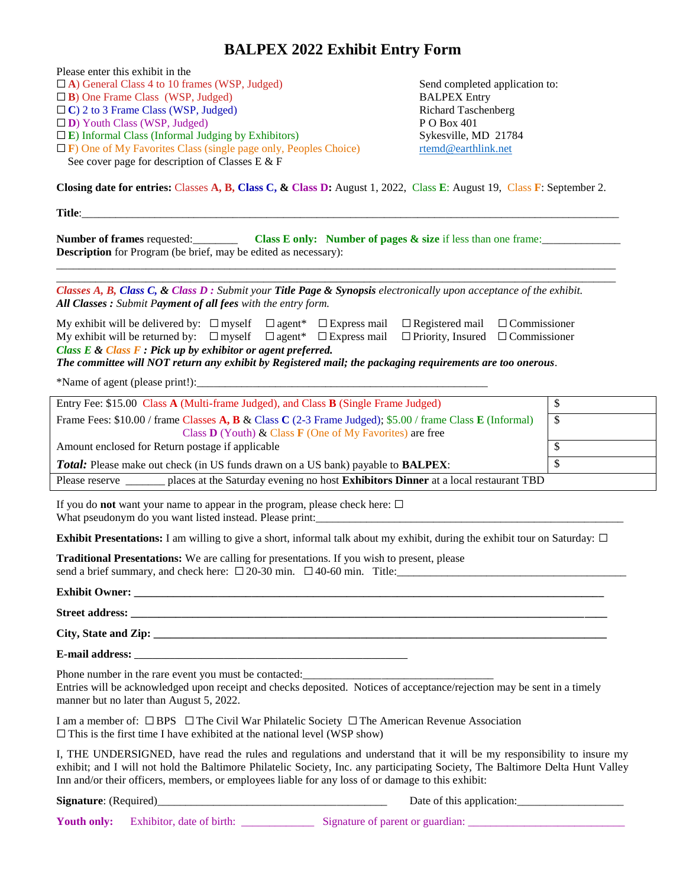# BALPEX 2022 Exhibit Entry Form

Please enter this exhibit in the

- ☐ **A**) General Class 4 to 10 frames (WSP, Judged)
- ☐ **B**) One Frame Class (WSP, Judged)
- ☐ **C**) 2 to 3 Frame Class (WSP, Judged)
- ☐ **D**) Youth Class (WSP, Judged)
- ☐ **E**) Informal Class (Informal Judging by Exhibitors)
- ☐ **F**) One of My Favorites Class (single page only, Peoples Choice)

See cover page for description of Classes E & F

Send completed application to:
BALPEX Entry
Richard Taschenberg
P O Box 401
Sykesville, MD 21784
rtemd@earthlink.net

**Closing date for entries:** Classes **A, B**, **Class C, &** **Class D:** August 1, 2022, Class **E**: August 19, Class **F**: September 2.

**Title**:\_\_\_\_\_\_\_\_\_\_\_\_\_\_\_\_\_\_\_\_\_\_\_\_\_\_\_\_\_\_\_\_\_\_\_\_\_\_\_\_

**Number of frames** requested:\_\_\_\_\_\_\_\_ **Class E only: Number of pages & size** if less than one frame:\_\_\_\_\_\_\_\_\_\_

**Description** for Program (be brief, may be edited as necessary):

\_\_\_\_\_\_\_\_\_\_\_\_\_\_\_\_\_\_\_\_\_\_\_\_\_\_\_\_\_\_\_\_\_\_\_\_\_\_\_\_

\_\_\_\_\_\_\_\_\_\_\_\_\_\_\_\_\_\_\_\_\_\_\_\_\_\_\_\_\_\_\_\_\_\_\_\_\_\_\_\_

***Classes A, B, Class C, & Class D :*** *Submit your* ***Title Page & Synopsis*** *electronically upon acceptance of the exhibit.*
***All Classes :*** *Submit P****ayment of all fees*** *with the entry form.*

My exhibit will be delivered by: ☐ myself ☐ agent* ☐ Express mail ☐ Registered mail ☐ Commissioner
My exhibit will be returned by: ☐ myself ☐ agent* ☐ Express mail ☐ Priority, Insured ☐ Commissioner
***Class E & Class F : Pick up by exhibitor or agent preferred.***
***The committee will NOT return any exhibit by Registered mail; the packaging requirements are too onerous.***

*Name of agent (please print!):\_\_\_\_\_\_\_\_\_\_\_\_\_\_\_\_\_\_\_\_\_\_\_\_\_\_\_\_\_\_

| | |
|---|---|
| Entry Fee: $15.00 Class **A** (Multi-frame Judged), and Class **B** (Single Frame Judged) | $ |
| Frame Fees: $10.00 / frame Classes **A, B** & Class **C** (2-3 Frame Judged); $5.00 / frame Class **E** (Informal) Class **D** (Youth) & Class **F** (One of My Favorites) are free | $ |
| Amount enclosed for Return postage if applicable | $ |
| ***Total:*** Please make out check (in US funds drawn on a US bank) payable to **BALPEX**: | $ |
| Please reserve \_\_\_\_\_\_\_ places at the Saturday evening no host **Exhibitors Dinner** at a local restaurant TBD | |

If you do **not** want your name to appear in the program, please check here: ☐
What pseudonym do you want listed instead. Please print:\_\_\_\_\_\_\_\_\_\_\_\_\_\_\_\_\_\_\_\_\_\_\_\_\_\_\_\_\_\_

**Exhibit Presentations:** I am willing to give a short, informal talk about my exhibit, during the exhibit tour on Saturday: ☐

**Traditional Presentations:** We are calling for presentations. If you wish to present, please send a brief summary, and check here: ☐ 20-30 min. ☐ 40-60 min. Title:\_\_\_\_\_\_\_\_\_\_\_\_\_\_\_\_\_\_\_\_\_\_\_\_

**Exhibit Owner: \_\_\_\_\_\_\_\_\_\_\_\_\_\_\_\_\_\_\_\_\_\_\_\_\_\_\_\_\_\_\_\_\_\_\_\_\_\_\_\_**

**Street address: \_\_\_\_\_\_\_\_\_\_\_\_\_\_\_\_\_\_\_\_\_\_\_\_\_\_\_\_\_\_\_\_\_\_\_\_\_\_\_\_**

**City, State and Zip: \_\_\_\_\_\_\_\_\_\_\_\_\_\_\_\_\_\_\_\_\_\_\_\_\_\_\_\_\_\_\_\_\_\_\_\_\_\_\_\_**

**E-mail address:** \_\_\_\_\_\_\_\_\_\_\_\_\_\_\_\_\_\_\_\_\_\_\_\_\_\_\_\_\_\_

Phone number in the rare event you must be contacted:\_\_\_\_\_\_\_\_\_\_\_\_\_\_\_\_\_\_\_\_
Entries will be acknowledged upon receipt and checks deposited. Notices of acceptance/rejection may be sent in a timely manner but no later than August 5, 2022.

I am a member of: ☐ BPS ☐ The Civil War Philatelic Society ☐ The American Revenue Association
☐ This is the first time I have exhibited at the national level (WSP show)

I, THE UNDERSIGNED, have read the rules and regulations and understand that it will be my responsibility to insure my exhibit; and I will not hold the Baltimore Philatelic Society, Inc. any participating Society, The Baltimore Delta Hunt Valley Inn and/or their officers, members, or employees liable for any loss of or damage to this exhibit:

**Signature**: (Required)\_\_\_\_\_\_\_\_\_\_\_\_\_\_\_\_\_\_\_\_\_\_\_\_\_\_ Date of this application:\_\_\_\_\_\_\_\_\_\_\_\_\_\_

**Youth only:** Exhibitor, date of birth: \_\_\_\_\_\_\_\_\_\_ Signature of parent or guardian: \_\_\_\_\_\_\_\_\_\_\_\_\_\_\_\_\_\_\_\_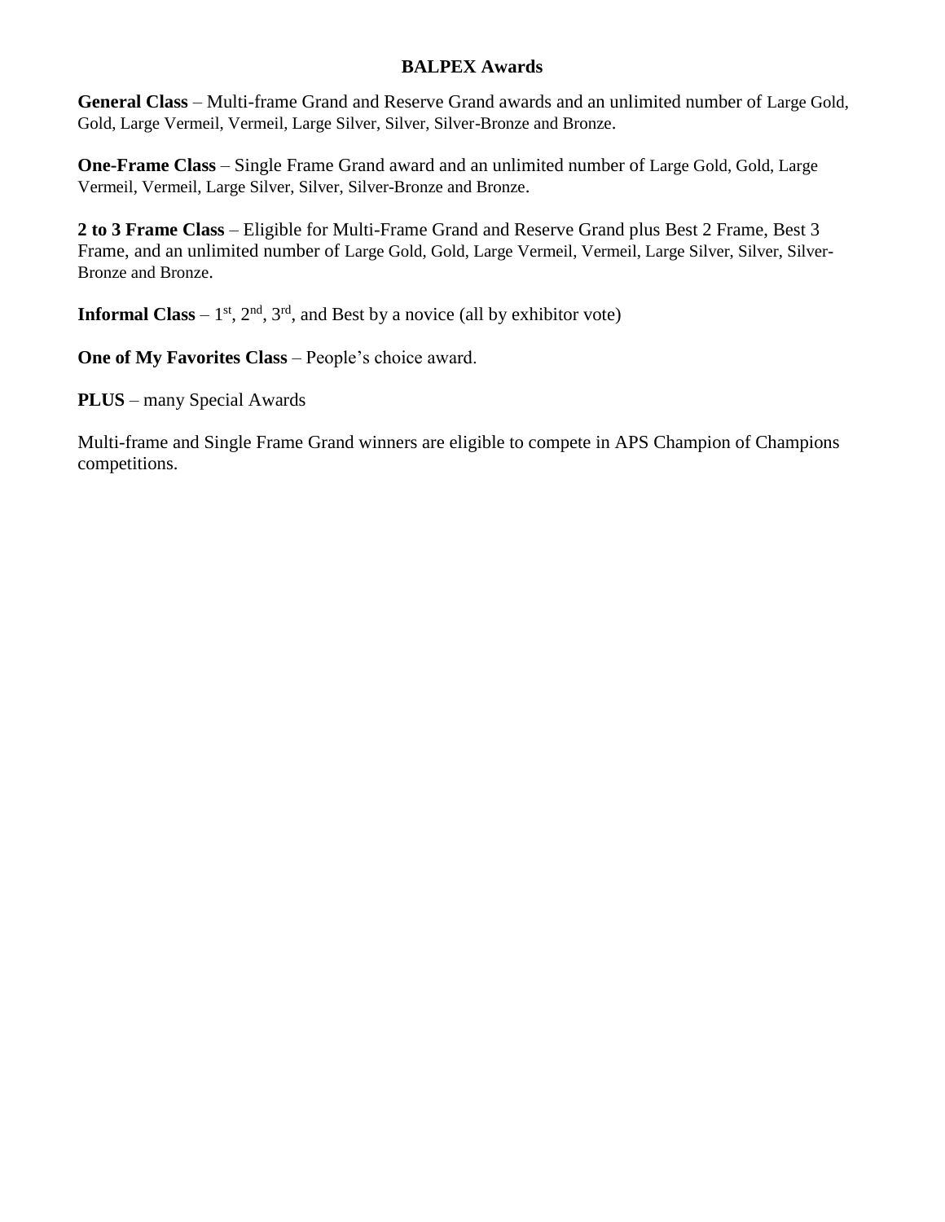## BALPEX Awards

**General Class** – Multi-frame Grand and Reserve Grand awards and an unlimited number of Large Gold, Gold, Large Vermeil, Vermeil, Large Silver, Silver, Silver-Bronze and Bronze.

**One-Frame Class** – Single Frame Grand award and an unlimited number of Large Gold, Gold, Large Vermeil, Vermeil, Large Silver, Silver, Silver-Bronze and Bronze.

**2 to 3 Frame Class** – Eligible for Multi-Frame Grand and Reserve Grand plus Best 2 Frame, Best 3 Frame, and an unlimited number of Large Gold, Gold, Large Vermeil, Vermeil, Large Silver, Silver, Silver-Bronze and Bronze.

**Informal Class** – 1st, 2nd, 3rd, and Best by a novice (all by exhibitor vote)

**One of My Favorites Class** – People's choice award.

**PLUS** – many Special Awards

Multi-frame and Single Frame Grand winners are eligible to compete in APS Champion of Champions competitions.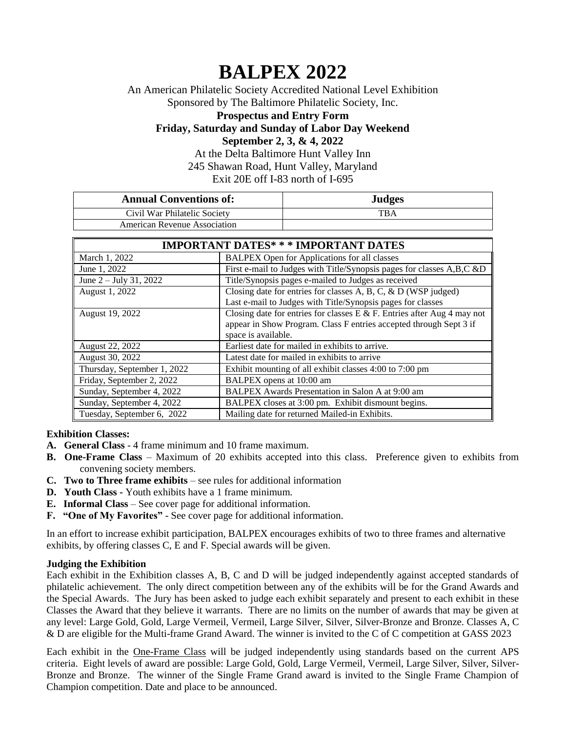# BALPEX 2022

An American Philatelic Society Accredited National Level Exhibition
Sponsored by The Baltimore Philatelic Society, Inc.

**Prospectus and Entry Form**
**Friday, Saturday and Sunday of Labor Day Weekend**
**September 2, 3, & 4, 2022**

At the Delta Baltimore Hunt Valley Inn
245 Shawan Road, Hunt Valley, Maryland
Exit 20E off I-83 north of I-695

| **Annual Conventions of:** | **Judges** |
|---|---|
| Civil War Philatelic Society | TBA |
| American Revenue Association | |

| **IMPORTANT DATES* * * IMPORTANT DATES** | |
|---|---|
| March 1, 2022 | BALPEX Open for Applications for all classes |
| June 1, 2022 | First e-mail to Judges with Title/Synopsis pages for classes A,B,C &D |
| June 2 – July 31, 2022 | Title/Synopsis pages e-mailed to Judges as received |
| August 1, 2022 | Closing date for entries for classes A, B, C, & D (WSP judged) Last e-mail to Judges with Title/Synopsis pages for classes |
| August 19, 2022 | Closing date for entries for classes E & F. Entries after Aug 4 may not appear in Show Program. Class F entries accepted through Sept 3 if space is available. |
| August 22, 2022 | Earliest date for mailed in exhibits to arrive. |
| August 30, 2022 | Latest date for mailed in exhibits to arrive |
| Thursday, September 1, 2022 | Exhibit mounting of all exhibit classes 4:00 to 7:00 pm |
| Friday, September 2, 2022 | BALPEX opens at 10:00 am |
| Sunday, September 4, 2022 | BALPEX Awards Presentation in Salon A at 9:00 am |
| Sunday, September 4, 2022 | BALPEX closes at 3:00 pm. Exhibit dismount begins. |
| Tuesday, September 6, 2022 | Mailing date for returned Mailed-in Exhibits. |

**Exhibition Classes:**

- **A. General Class** - 4 frame minimum and 10 frame maximum.
- **B. One-Frame Class** – Maximum of 20 exhibits accepted into this class. Preference given to exhibits from convening society members.
- **C. Two to Three frame exhibits** – see rules for additional information
- **D. Youth Class** - Youth exhibits have a 1 frame minimum.
- **E. Informal Class** – See cover page for additional information.
- **F. "One of My Favorites"** - See cover page for additional information.

In an effort to increase exhibit participation, BALPEX encourages exhibits of two to three frames and alternative exhibits, by offering classes C, E and F. Special awards will be given.

**Judging the Exhibition**

Each exhibit in the Exhibition classes A, B, C and D will be judged independently against accepted standards of philatelic achievement. The only direct competition between any of the exhibits will be for the Grand Awards and the Special Awards. The Jury has been asked to judge each exhibit separately and present to each exhibit in these Classes the Award that they believe it warrants. There are no limits on the number of awards that may be given at any level: Large Gold, Gold, Large Vermeil, Vermeil, Large Silver, Silver, Silver-Bronze and Bronze. Classes A, C & D are eligible for the Multi-frame Grand Award. The winner is invited to the C of C competition at GASS 2023

Each exhibit in the One-Frame Class will be judged independently using standards based on the current APS criteria. Eight levels of award are possible: Large Gold, Gold, Large Vermeil, Vermeil, Large Silver, Silver, Silver-Bronze and Bronze. The winner of the Single Frame Grand award is invited to the Single Frame Champion of Champion competition. Date and place to be announced.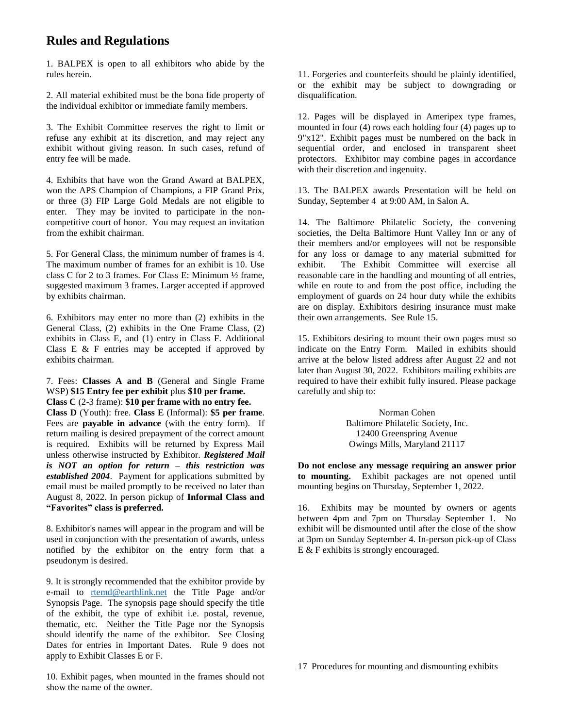## Rules and Regulations

1. BALPEX is open to all exhibitors who abide by the rules herein.

2. All material exhibited must be the bona fide property of the individual exhibitor or immediate family members.

3. The Exhibit Committee reserves the right to limit or refuse any exhibit at its discretion, and may reject any exhibit without giving reason. In such cases, refund of entry fee will be made.

4. Exhibits that have won the Grand Award at BALPEX, won the APS Champion of Champions, a FIP Grand Prix, or three (3) FIP Large Gold Medals are not eligible to enter. They may be invited to participate in the non-competitive court of honor. You may request an invitation from the exhibit chairman.

5. For General Class, the minimum number of frames is 4. The maximum number of frames for an exhibit is 10. Use class C for 2 to 3 frames. For Class E: Minimum ½ frame, suggested maximum 3 frames. Larger accepted if approved by exhibits chairman.

6. Exhibitors may enter no more than (2) exhibits in the General Class, (2) exhibits in the One Frame Class, (2) exhibits in Class E, and (1) entry in Class F. Additional Class E & F entries may be accepted if approved by exhibits chairman.

7. Fees: **Classes A and B** (General and Single Frame WSP) **$15 Entry fee per exhibit** plus **$10 per frame.** **Class C** (2-3 frame): **$10 per frame with no entry fee.** **Class D** (Youth): free. **Class E** (Informal): **$5 per frame**. Fees are **payable in advance** (with the entry form). If return mailing is desired prepayment of the correct amount is required. Exhibits will be returned by Express Mail unless otherwise instructed by Exhibitor. ***Registered Mail is NOT an option for return – this restriction was established 2004***. Payment for applications submitted by email must be mailed promptly to be received no later than August 8, 2022. In person pickup of **Informal Class and "Favorites" class is preferred.**

8. Exhibitor's names will appear in the program and will be used in conjunction with the presentation of awards, unless notified by the exhibitor on the entry form that a pseudonym is desired.

9. It is strongly recommended that the exhibitor provide by e-mail to rtemd@earthlink.net the Title Page and/or Synopsis Page. The synopsis page should specify the title of the exhibit, the type of exhibit i.e. postal, revenue, thematic, etc. Neither the Title Page nor the Synopsis should identify the name of the exhibitor. See Closing Dates for entries in Important Dates. Rule 9 does not apply to Exhibit Classes E or F.

10. Exhibit pages, when mounted in the frames should not show the name of the owner.

11. Forgeries and counterfeits should be plainly identified, or the exhibit may be subject to downgrading or disqualification.

12. Pages will be displayed in Ameripex type frames, mounted in four (4) rows each holding four (4) pages up to 9"x12". Exhibit pages must be numbered on the back in sequential order, and enclosed in transparent sheet protectors. Exhibitor may combine pages in accordance with their discretion and ingenuity.

13. The BALPEX awards Presentation will be held on Sunday, September 4 at 9:00 AM, in Salon A.

14. The Baltimore Philatelic Society, the convening societies, the Delta Baltimore Hunt Valley Inn or any of their members and/or employees will not be responsible for any loss or damage to any material submitted for exhibit. The Exhibit Committee will exercise all reasonable care in the handling and mounting of all entries, while en route to and from the post office, including the employment of guards on 24 hour duty while the exhibits are on display. Exhibitors desiring insurance must make their own arrangements. See Rule 15.

15. Exhibitors desiring to mount their own pages must so indicate on the Entry Form. Mailed in exhibits should arrive at the below listed address after August 22 and not later than August 30, 2022. Exhibitors mailing exhibits are required to have their exhibit fully insured. Please package carefully and ship to:

Norman Cohen
Baltimore Philatelic Society, Inc.
12400 Greenspring Avenue
Owings Mills, Maryland 21117

**Do not enclose any message requiring an answer prior to mounting.** Exhibit packages are not opened until mounting begins on Thursday, September 1, 2022.

16. Exhibits may be mounted by owners or agents between 4pm and 7pm on Thursday September 1. No exhibit will be dismounted until after the close of the show at 3pm on Sunday September 4. In-person pick-up of Class E & F exhibits is strongly encouraged.

17 Procedures for mounting and dismounting exhibits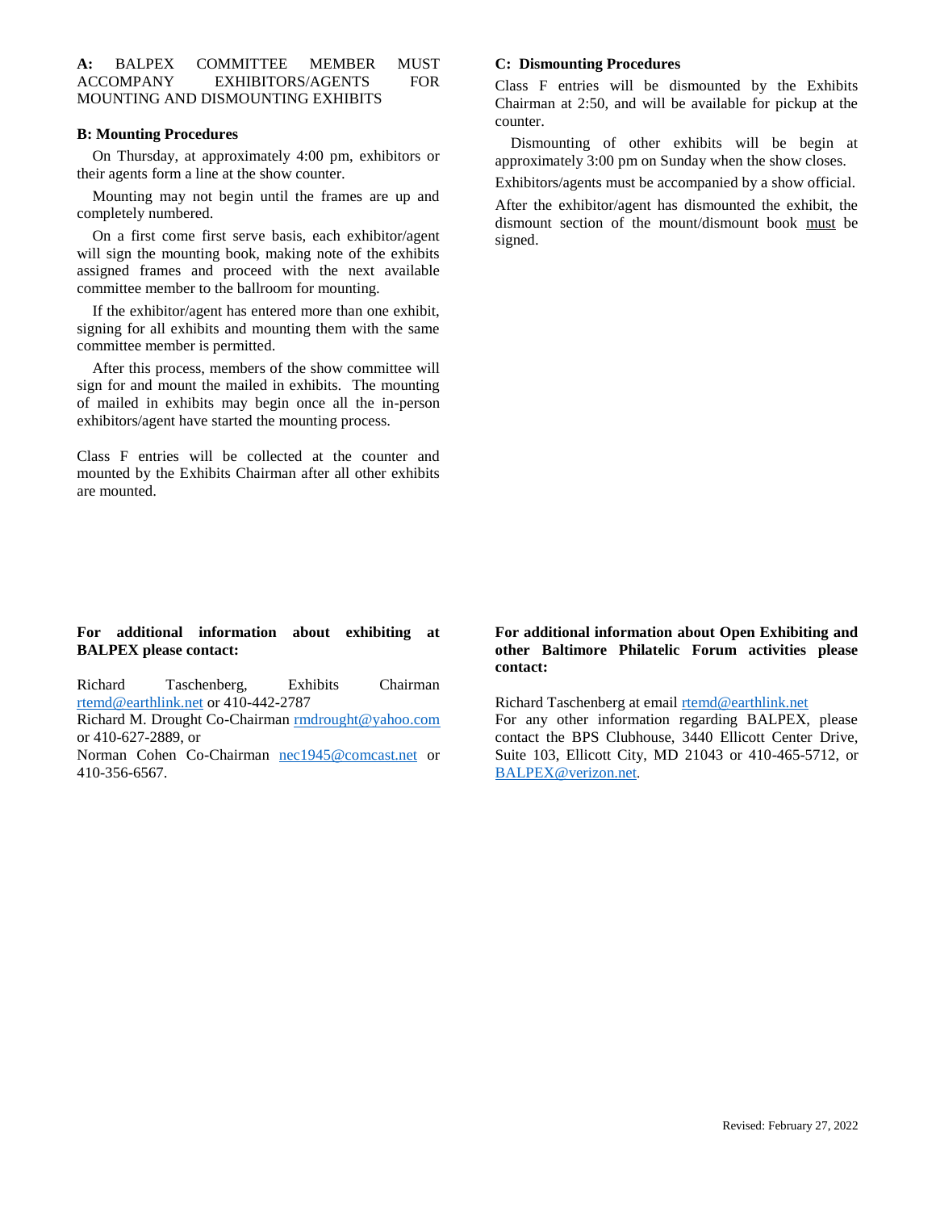**A:** BALPEX COMMITTEE MEMBER MUST ACCOMPANY EXHIBITORS/AGENTS FOR MOUNTING AND DISMOUNTING EXHIBITS

**B: Mounting Procedures**

On Thursday, at approximately 4:00 pm, exhibitors or their agents form a line at the show counter.

Mounting may not begin until the frames are up and completely numbered.

On a first come first serve basis, each exhibitor/agent will sign the mounting book, making note of the exhibits assigned frames and proceed with the next available committee member to the ballroom for mounting.

If the exhibitor/agent has entered more than one exhibit, signing for all exhibits and mounting them with the same committee member is permitted.

After this process, members of the show committee will sign for and mount the mailed in exhibits. The mounting of mailed in exhibits may begin once all the in-person exhibitors/agent have started the mounting process.

Class F entries will be collected at the counter and mounted by the Exhibits Chairman after all other exhibits are mounted.

**C: Dismounting Procedures**

Class F entries will be dismounted by the Exhibits Chairman at 2:50, and will be available for pickup at the counter.

Dismounting of other exhibits will be begin at approximately 3:00 pm on Sunday when the show closes.

Exhibitors/agents must be accompanied by a show official.

After the exhibitor/agent has dismounted the exhibit, the dismount section of the mount/dismount book must be signed.

**For additional information about exhibiting at BALPEX please contact:**

Richard Taschenberg, Exhibits Chairman rtemd@earthlink.net or 410-442-2787
Richard M. Drought Co-Chairman rmdrought@yahoo.com or 410-627-2889, or
Norman Cohen Co-Chairman nec1945@comcast.net or 410-356-6567.

**For additional information about Open Exhibiting and other Baltimore Philatelic Forum activities please contact:**

Richard Taschenberg at email rtemd@earthlink.net
For any other information regarding BALPEX, please contact the BPS Clubhouse, 3440 Ellicott Center Drive, Suite 103, Ellicott City, MD 21043 or 410-465-5712, or BALPEX@verizon.net.

Revised: February 27, 2022